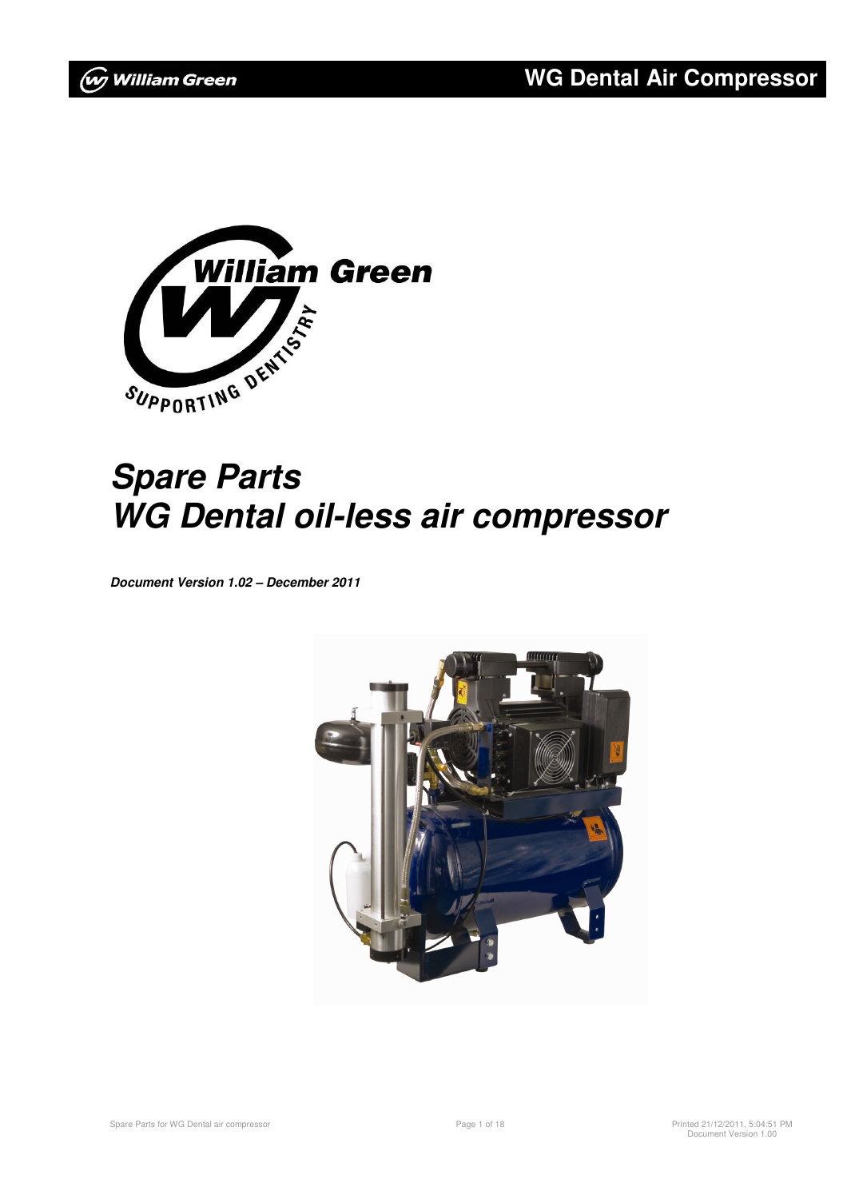# Spare Parts
# WG Dental oil-less air compressor

***Document Version 1.02 – December 2011***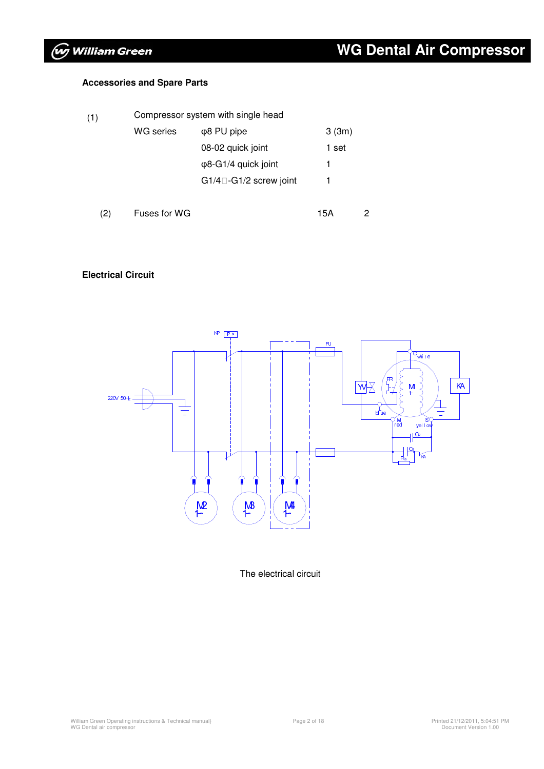### Accessories and Spare Parts

(1) Compressor system with single head

| WG series | | |
|---|---|---|
| | φ8 PU pipe | 3 (3m) |
| | 08-02 quick joint | 1 set |
| | φ8-G1/4 quick joint | 1 |
| | G1/4□-G1/2 screw joint | 1 |

(2) Fuses for WG 15A 2

### Electrical Circuit

The electrical circuit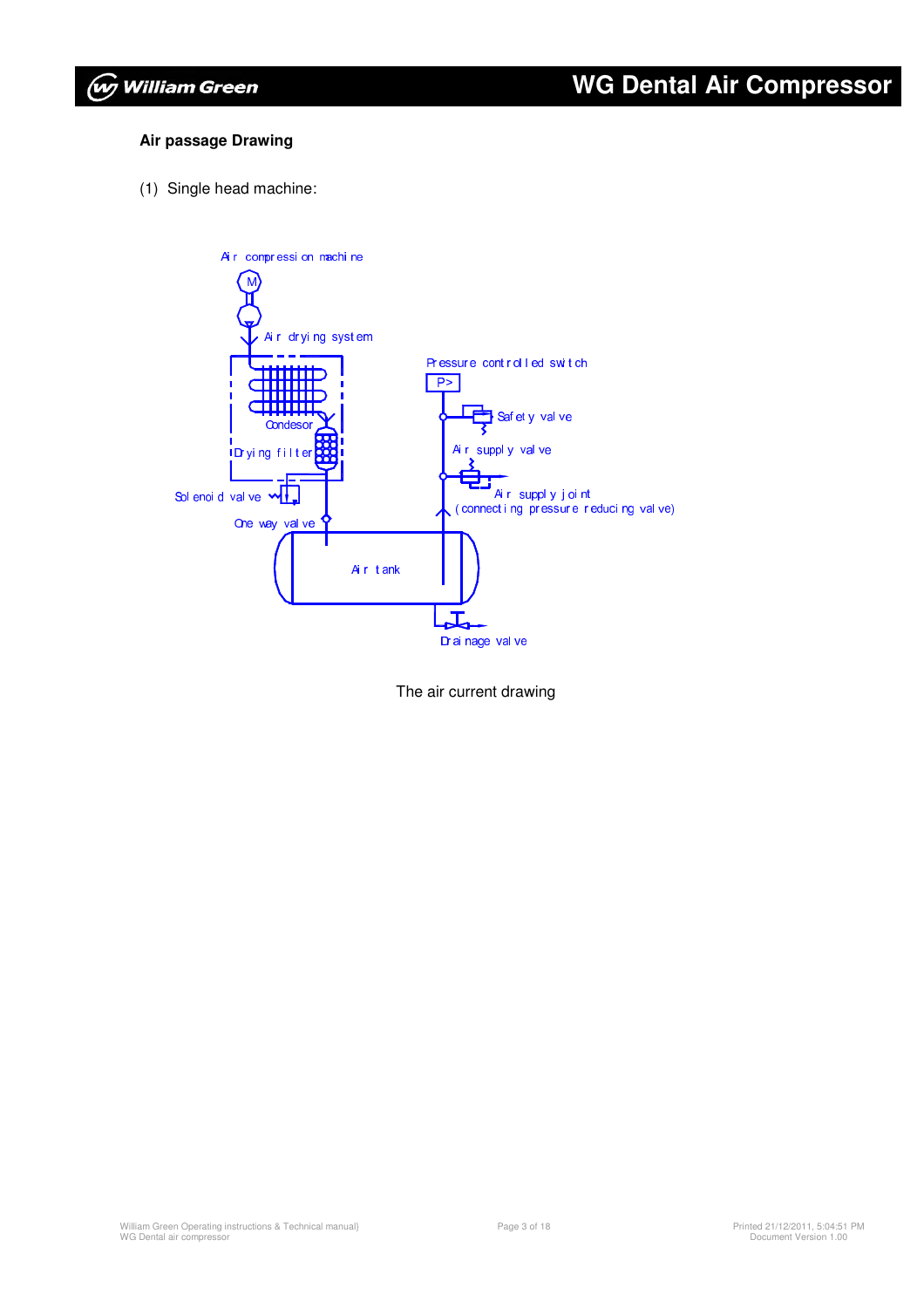**Air passage Drawing**

(1) Single head machine:

Air compression machine

Air drying system

Condesor

Drying filter

Solenoid valve

One way valve

Air tank

Drainage valve

Pressure controlled switch

P>

Safety valve

Air supply valve

Air supply joint
(connecting pressure reducing valve)

The air current drawing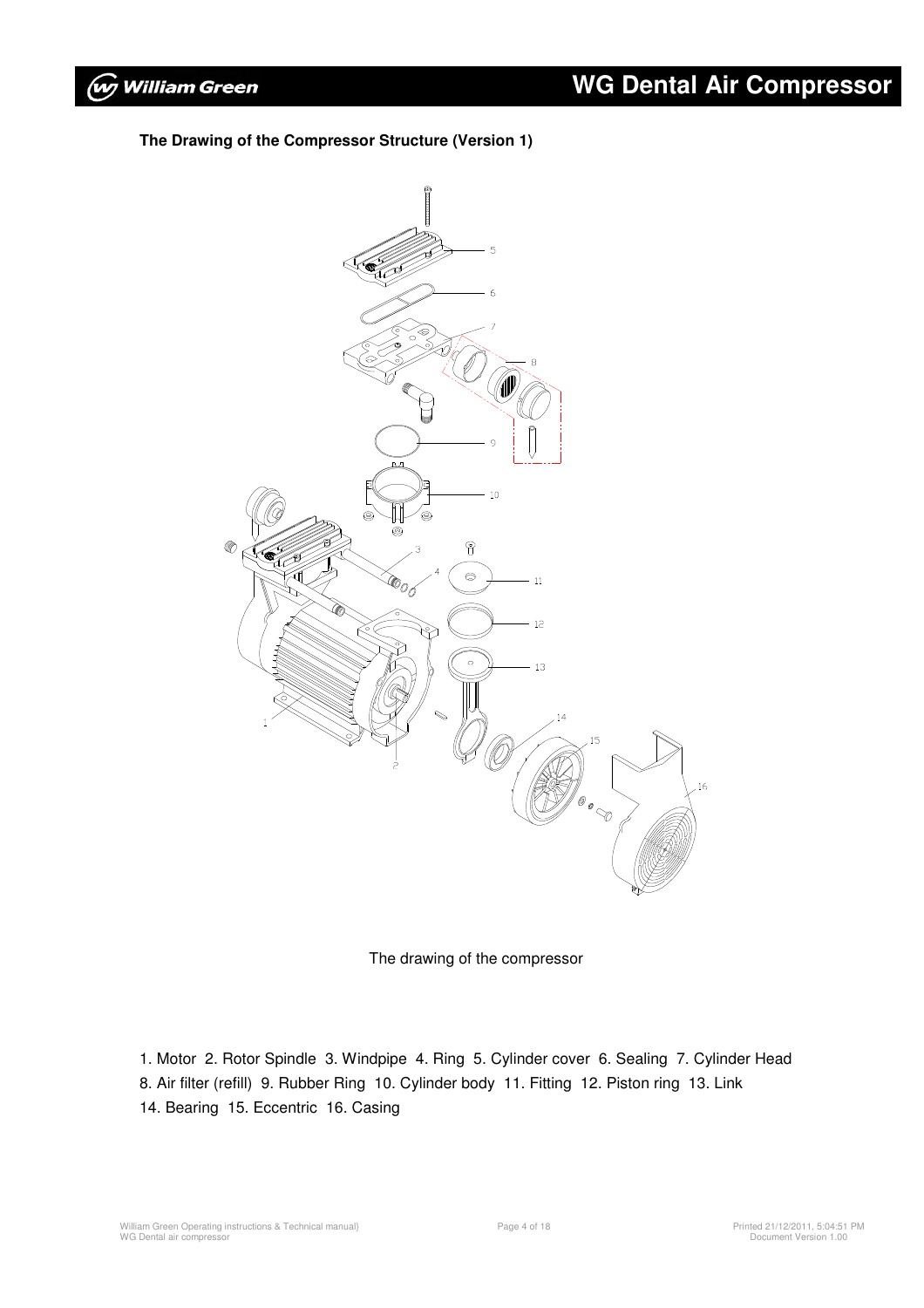**The Drawing of the Compressor Structure (Version 1)**

The drawing of the compressor

1. Motor  2. Rotor Spindle  3. Windpipe  4. Ring  5. Cylinder cover  6. Sealing  7. Cylinder Head
8. Air filter (refill)  9. Rubber Ring  10. Cylinder body  11. Fitting  12. Piston ring  13. Link
14. Bearing  15. Eccentric  16. Casing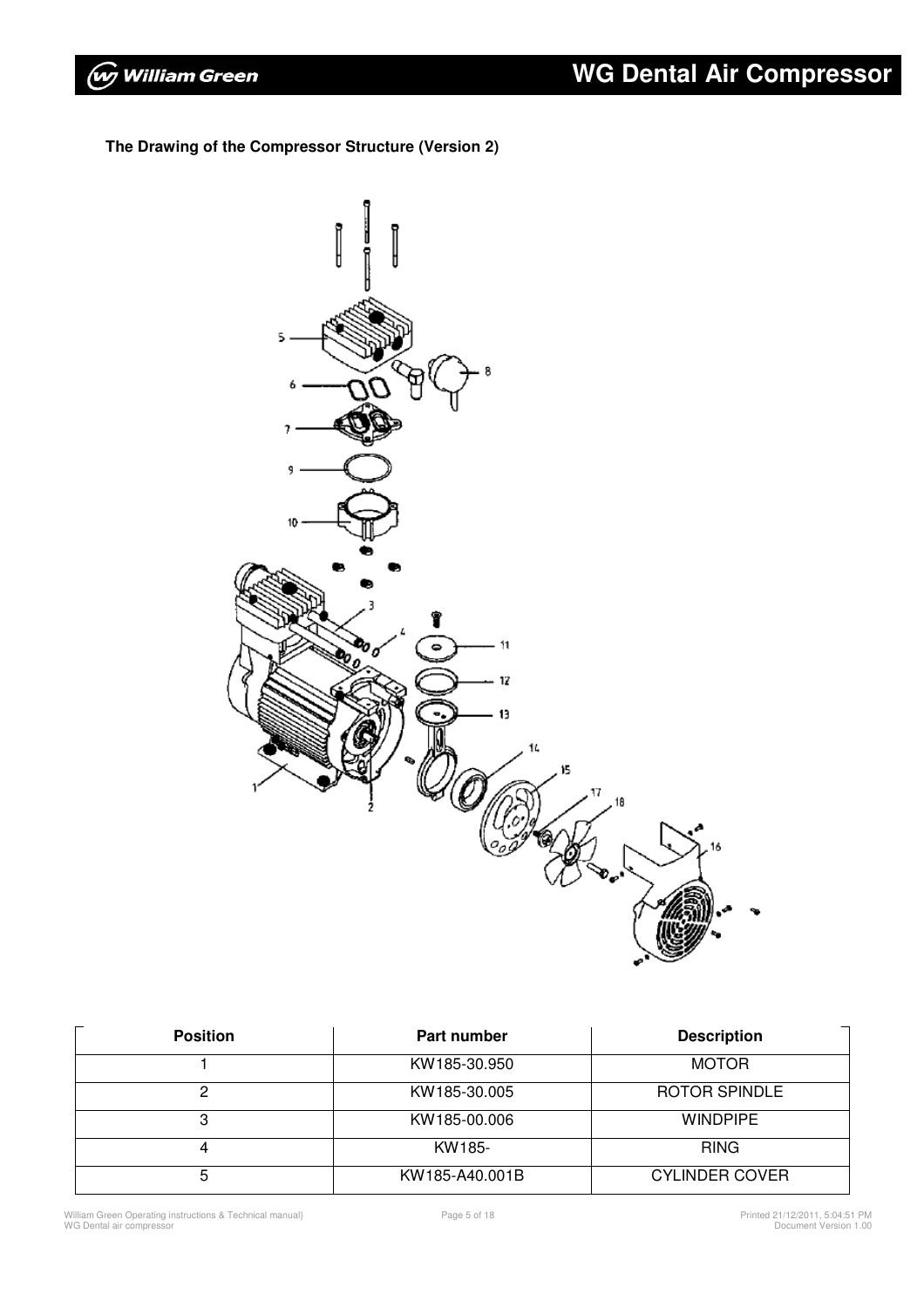**The Drawing of the Compressor Structure (Version 2)**

| Position | Part number | Description |
|---|---|---|
| 1 | KW185-30.950 | MOTOR |
| 2 | KW185-30.005 | ROTOR SPINDLE |
| 3 | KW185-00.006 | WINDPIPE |
| 4 | KW185- | RING |
| 5 | KW185-A40.001B | CYLINDER COVER |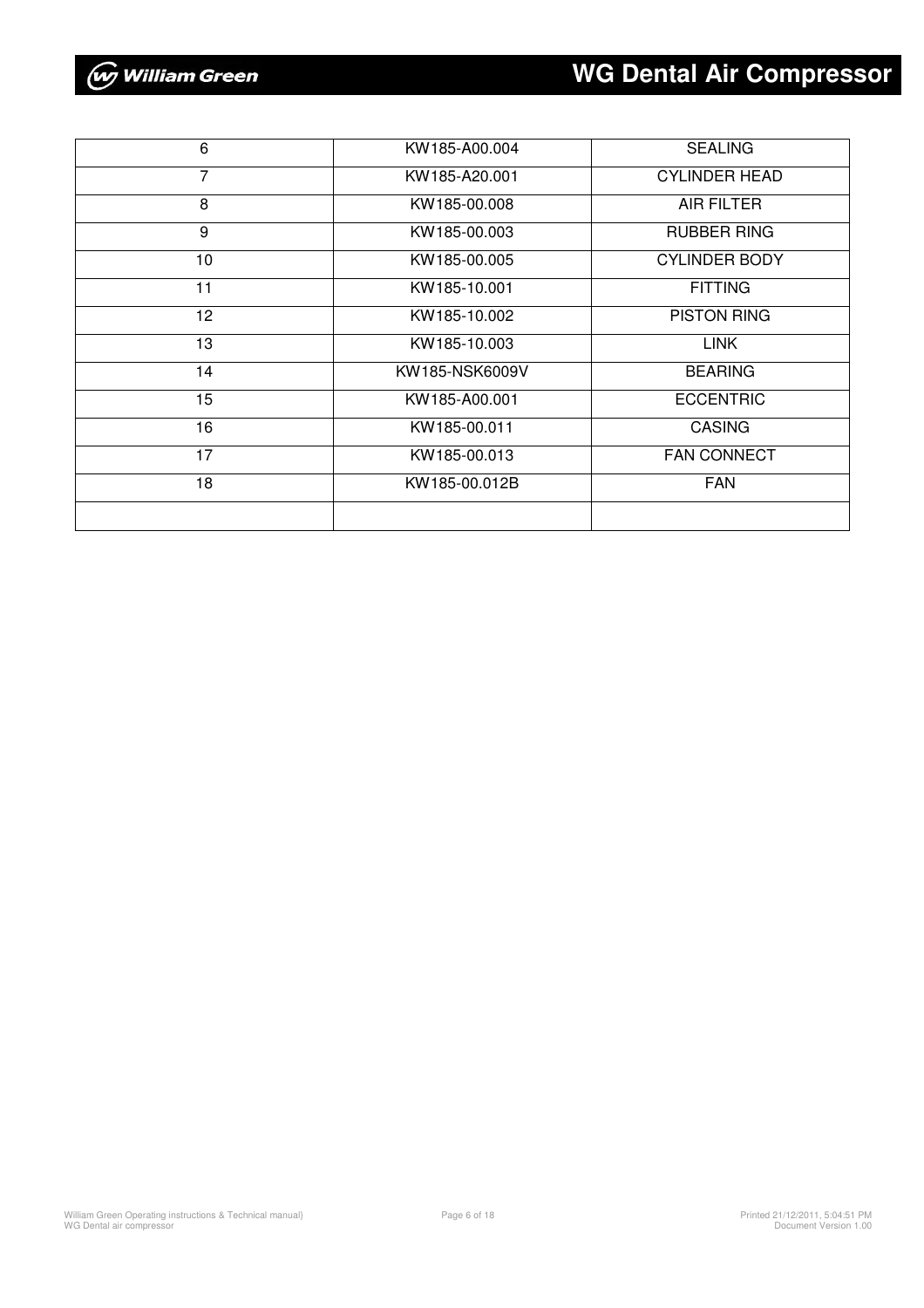| | | |
|---|---|---|
| 6 | KW185-A00.004 | SEALING |
| 7 | KW185-A20.001 | CYLINDER HEAD |
| 8 | KW185-00.008 | AIR FILTER |
| 9 | KW185-00.003 | RUBBER RING |
| 10 | KW185-00.005 | CYLINDER BODY |
| 11 | KW185-10.001 | FITTING |
| 12 | KW185-10.002 | PISTON RING |
| 13 | KW185-10.003 | LINK |
| 14 | KW185-NSK6009V | BEARING |
| 15 | KW185-A00.001 | ECCENTRIC |
| 16 | KW185-00.011 | CASING |
| 17 | KW185-00.013 | FAN CONNECT |
| 18 | KW185-00.012B | FAN |
| | | |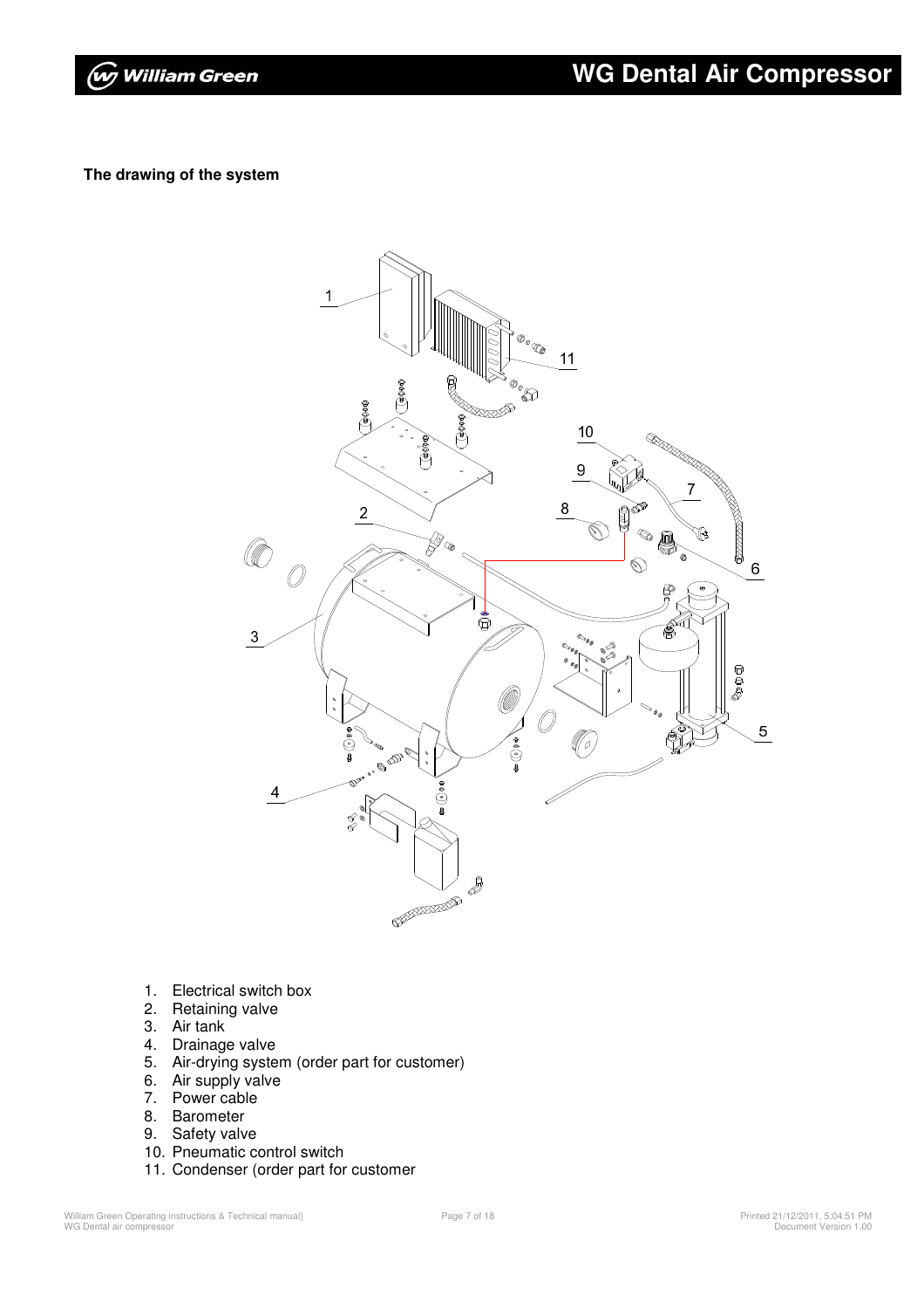**The drawing of the system**

1. Electrical switch box
2. Retaining valve
3. Air tank
4. Drainage valve
5. Air-drying system (order part for customer)
6. Air supply valve
7. Power cable
8. Barometer
9. Safety valve
10. Pneumatic control switch
11. Condenser (order part for customer